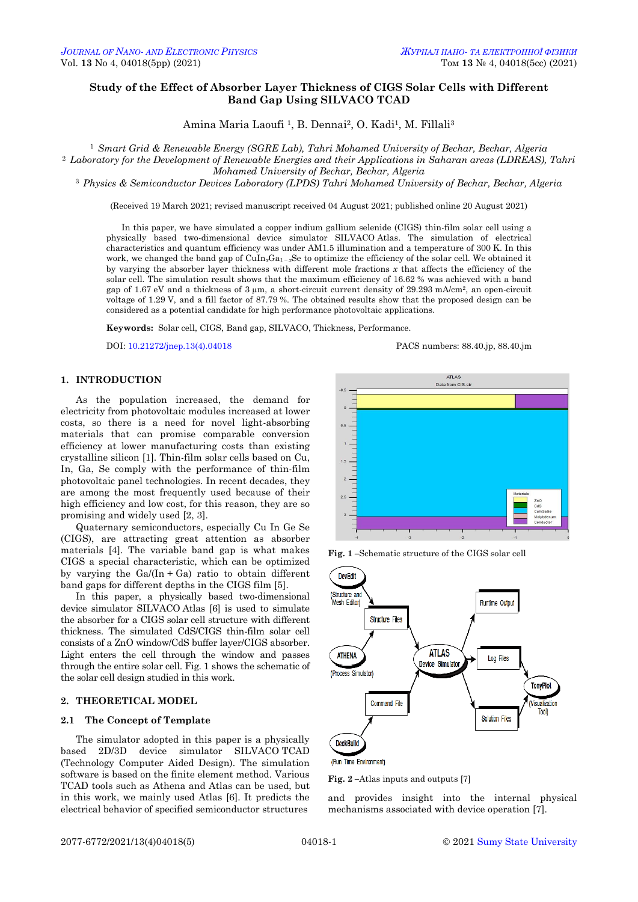# Study of the Effect of Absorber Layer Thickness of CIGS Solar Cells with Different Band Gap Using SILVACO TCAD

Amina Maria Laoufi [1], B. Dennai[2], O. Kadi[1], M. Fillali[3]

[1] *Smart Grid & Renewable Energy (SGRE Lab), Tahri Mohamed University of Bechar, Bechar, Algeria*
[2] *Laboratory for the Development of Renewable Energies and their Applications in Saharan areas (LDREAS), Tahri Mohamed University of Bechar, Bechar, Algeria*
[3] *Physics & Semiconductor Devices Laboratory (LPDS) Tahri Mohamed University of Bechar, Bechar, Algeria*

(Received 19 March 2021; revised manuscript received 04 August 2021; published online 20 August 2021)

In this paper, we have simulated a copper indium gallium selenide (CIGS) thin-film solar cell using a physically based two-dimensional device simulator SILVACO Atlas. The simulation of electrical characteristics and quantum efficiency was under AM1.5 illumination and a temperature of 300 K. In this work, we changed the band gap of $CuIn_xGa_{1-x}Se$ to optimize the efficiency of the solar cell. We obtained it by varying the absorber layer thickness with different mole fractions $x$ that affects the efficiency of the solar cell. The simulation result shows that the maximum efficiency of 16.62 % was achieved with a band gap of 1.67 eV and a thickness of 3 μm, a short-circuit current density of 29.293 mA/cm², an open-circuit voltage of 1.29 V, and a fill factor of 87.79 %. The obtained results show that the proposed design can be considered as a potential candidate for high performance photovoltaic applications.

**Keywords:** Solar cell, CIGS, Band gap, SILVACO, Thickness, Performance.

DOI: 10.21272/jnep.13(4).04018 PACS numbers: 88.40.jp, 88.40.jm

## 1. INTRODUCTION

As the population increased, the demand for electricity from photovoltaic modules increased at lower costs, so there is a need for novel light-absorbing materials that can promise comparable conversion efficiency at lower manufacturing costs than existing crystalline silicon [1]. Thin-film solar cells based on Cu, In, Ga, Se comply with the performance of thin-film photovoltaic panel technologies. In recent decades, they are among the most frequently used because of their high efficiency and low cost, for this reason, they are so promising and widely used [2, 3].

Quaternary semiconductors, especially Cu In Ge Se (CIGS), are attracting great attention as absorber materials [4]. The variable band gap is what makes CIGS a special characteristic, which can be optimized by varying the Ga/(In + Ga) ratio to obtain different band gaps for different depths in the CIGS film [5].

In this paper, a physically based two-dimensional device simulator SILVACO Atlas [6] is used to simulate the absorber for a CIGS solar cell structure with different thickness. The simulated CdS/CIGS thin-film solar cell consists of a ZnO window/CdS buffer layer/CIGS absorber. Light enters the cell through the window and passes through the entire solar cell. Fig. 1 shows the schematic of the solar cell design studied in this work.

**Fig. 1** – Schematic structure of the CIGS solar cell

**Fig. 2** – Atlas inputs and outputs [7]

## 2. THEORETICAL MODEL

### 2.1 The Concept of Template

The simulator adopted in this paper is a physically based 2D/3D device simulator SILVACO TCAD (Technology Computer Aided Design). The simulation software is based on the finite element method. Various TCAD tools such as Athena and Atlas can be used, but in this work, we mainly used Atlas [6]. It predicts the electrical behavior of specified semiconductor structures and provides insight into the internal physical mechanisms associated with device operation [7].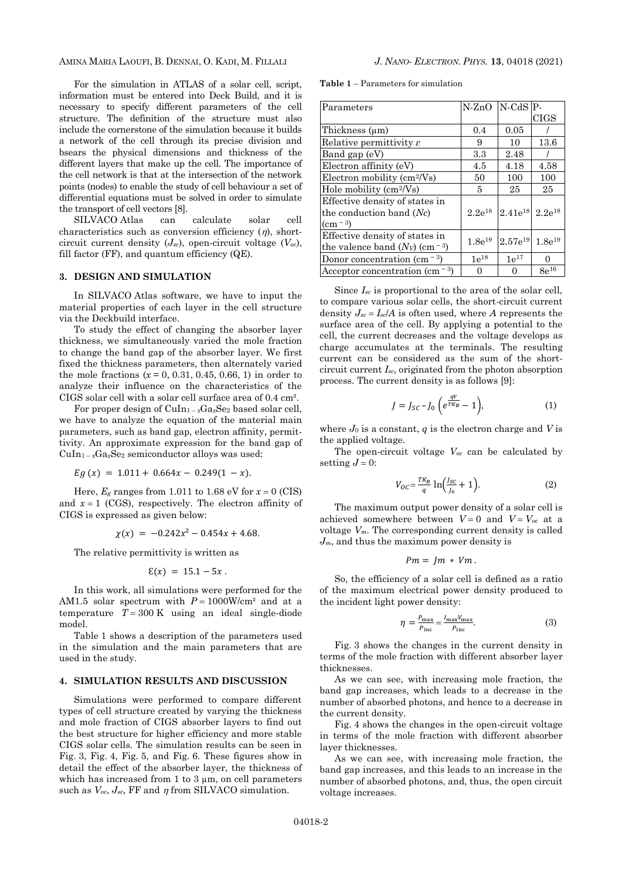For the simulation in ATLAS of a solar cell, script, information must be entered into Deck Build, and it is necessary to specify different parameters of the cell structure. The definition of the structure must also include the cornerstone of the simulation because it builds a network of the cell through its precise division and bsears the physical dimensions and thickness of the different layers that make up the cell. The importance of the cell network is that at the intersection of the network points (nodes) to enable the study of cell behaviour a set of differential equations must be solved in order to simulate the transport of cell vectors [8].

SILVACO Atlas can calculate solar cell characteristics such as conversion efficiency ($\eta$), short-circuit current density ($J_{sc}$), open-circuit voltage ($V_{oc}$), fill factor (FF), and quantum efficiency (QE).

## 3. DESIGN AND SIMULATION

In SILVACO Atlas software, we have to input the material properties of each layer in the cell structure via the Deckbuild interface.

To study the effect of changing the absorber layer thickness, we simultaneously varied the mole fraction to change the band gap of the absorber layer. We first fixed the thickness parameters, then alternately varied the mole fractions ($x = 0$, 0.31, 0.45, 0.66, 1) in order to analyze their influence on the characteristics of the CIGS solar cell with a solar cell surface area of 0.4 cm².

For proper design of $CuIn_{1-x}Ga_xSe_2$ based solar cell, we have to analyze the equation of the material main parameters, such as band gap, electron affinity, permittivity. An approximate expression for the band gap of $CuIn_{1-x}Ga_xSe_2$ semiconductor alloys was used:

$$Eg\,(x) = 1.011 + 0.664x - 0.249(1-x).$$

Here, $E_g$ ranges from 1.011 to 1.68 eV for $x = 0$ (CIS) and $x = 1$ (CGS), respectively. The electron affinity of CIGS is expressed as given below:

$$\chi(x) = -0.242x^2 - 0.454x + 4.68.$$

The relative permittivity is written as

$$\mathcal{E}(x) = 15.1 - 5x\,.$$

In this work, all simulations were performed for the AM1.5 solar spectrum with $P = 1000\text{W/cm}^2$ and at a temperature $T = 300$ K using an ideal single-diode model.

Table 1 shows a description of the parameters used in the simulation and the main parameters that are used in the study.

**Table 1** – Parameters for simulation

| Parameters | N-ZnO | N-CdS | P-CIGS |
|---|---|---|---|
| Thickness (μm) | 0.4 | 0.05 | / |
| Relative permittivity $\varepsilon$ | 9 | 10 | 13.6 |
| Band gap (eV) | 3.3 | 2.48 | / |
| Electron affinity (eV) | 4.5 | 4.18 | 4.58 |
| Electron mobility (cm²/Vs) | 50 | 100 | 100 |
| Hole mobility (cm²/Vs) | 5 | 25 | 25 |
| Effective density of states in the conduction band ($Nc$) (cm$^{-3}$) | 2.2e$^{18}$ | 2.41e$^{18}$ | 2.2e$^{18}$ |
| Effective density of states in the valence band ($Nv$) (cm$^{-3}$) | 1.8e$^{19}$ | 2.57e$^{19}$ | 1.8e$^{19}$ |
| Donor concentration (cm$^{-3}$) | 1e$^{18}$ | 1e$^{17}$ | 0 |
| Acceptor concentration (cm$^{-3}$) | 0 | 0 | 8e$^{16}$ |

Since $I_{sc}$ is proportional to the area of the solar cell, to compare various solar cells, the short-circuit current density $J_{sc} = I_{sc}/A$ is often used, where $A$ represents the surface area of the cell. By applying a potential to the cell, the current decreases and the voltage develops as charge accumulates at the terminals. The resulting current can be considered as the sum of the short-circuit current $I_{sc}$, originated from the photon absorption process. The current density is as follows [9]:

$$J = J_{SC} - J_0\left(e^{\frac{qV}{TK_B}} - 1\right), \tag{1}$$

where $J_0$ is a constant, $q$ is the electron charge and $V$ is the applied voltage.

The open-circuit voltage $V_{oc}$ can be calculated by setting $J = 0$:

$$V_{OC} = \frac{TK_B}{q}\ln\!\left(\frac{J_{SC}}{J_0} + 1\right). \tag{2}$$

The maximum output power density of a solar cell is achieved somewhere between $V = 0$ and $V = V_{oc}$ at a voltage $V_m$. The corresponding current density is called $J_m$, and thus the maximum power density is

$$Pm = Jm * Vm\,.$$

So, the efficiency of a solar cell is defined as a ratio of the maximum electrical power density produced to the incident light power density:

$$\eta = \frac{P_{\max}}{P_{\text{inc}}} = \frac{I_{\max}V_{\max}}{P_{\text{inc}}}. \tag{3}$$

Fig. 3 shows the changes in the current density in terms of the mole fraction with different absorber layer thicknesses.

As we can see, with increasing mole fraction, the band gap increases, which leads to a decrease in the number of absorbed photons, and hence to a decrease in the current density.

Fig. 4 shows the changes in the open-circuit voltage in terms of the mole fraction with different absorber layer thicknesses.

As we can see, with increasing mole fraction, the band gap increases, and this leads to an increase in the number of absorbed photons, and, thus, the open circuit voltage increases.

## 4. SIMULATION RESULTS AND DISCUSSION

Simulations were performed to compare different types of cell structure created by varying the thickness and mole fraction of CIGS absorber layers to find out the best structure for higher efficiency and more stable CIGS solar cells. The simulation results can be seen in Fig. 3, Fig. 4, Fig. 5, and Fig. 6. These figures show in detail the effect of the absorber layer, the thickness of which has increased from 1 to 3 μm, on cell parameters such as $V_{oc}$, $J_{sc}$, FF and $\eta$ from SILVACO simulation.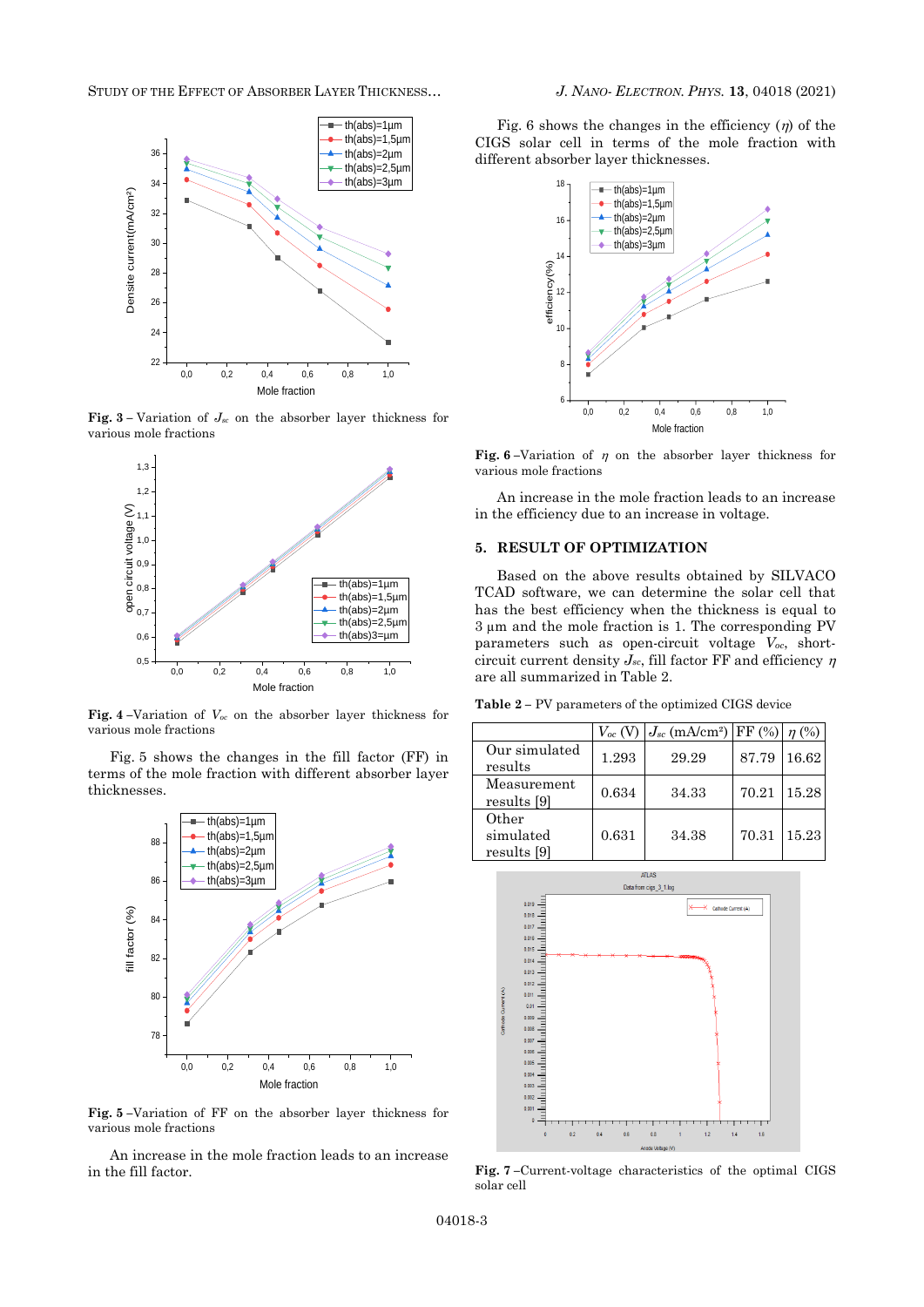**Fig. 3** – Variation of $J_{sc}$ on the absorber layer thickness for various mole fractions

**Fig. 4** –Variation of $V_{oc}$ on the absorber layer thickness for various mole fractions

Fig. 5 shows the changes in the fill factor (FF) in terms of the mole fraction with different absorber layer thicknesses.

**Fig. 5** –Variation of FF on the absorber layer thickness for various mole fractions

An increase in the mole fraction leads to an increase in the fill factor.

Fig. 6 shows the changes in the efficiency ($\eta$) of the CIGS solar cell in terms of the mole fraction with different absorber layer thicknesses.

**Fig. 6** –Variation of $\eta$ on the absorber layer thickness for various mole fractions

An increase in the mole fraction leads to an increase in the efficiency due to an increase in voltage.

## 5. RESULT OF OPTIMIZATION

Based on the above results obtained by SILVACO TCAD software, we can determine the solar cell that has the best efficiency when the thickness is equal to 3 µm and the mole fraction is 1. The corresponding PV parameters such as open-circuit voltage $V_{oc}$, short-circuit current density $J_{sc}$, fill factor FF and efficiency $\eta$ are all summarized in Table 2.

**Table 2** – PV parameters of the optimized CIGS device

| | $V_{oc}$ (V) | $J_{sc}$ (mA/cm²) | FF (%) | $\eta$ (%) |
|---|---|---|---|---|
| Our simulated results | 1.293 | 29.29 | 87.79 | 16.62 |
| Measurement results [9] | 0.634 | 34.33 | 70.21 | 15.28 |
| Other simulated results [9] | 0.631 | 34.38 | 70.31 | 15.23 |

**Fig. 7** –Current-voltage characteristics of the optimal CIGS solar cell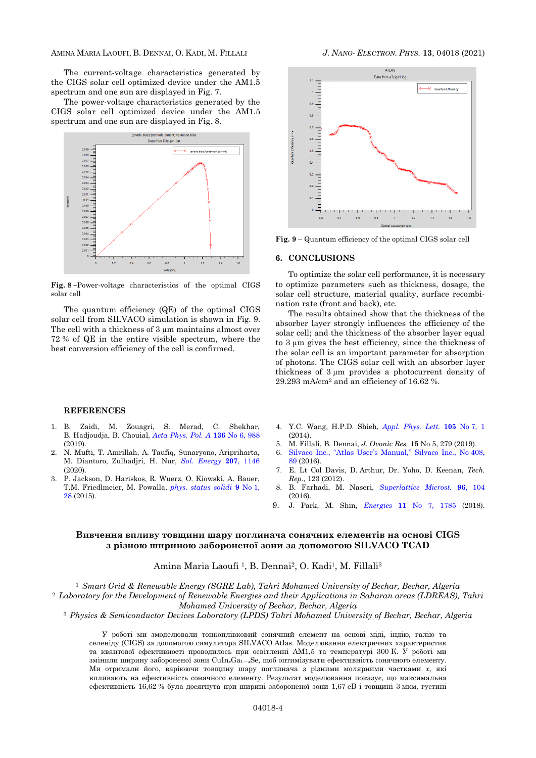The current-voltage characteristics generated by the CIGS solar cell optimized device under the AM1.5 spectrum and one sun are displayed in Fig. 7.

The power-voltage characteristics generated by the CIGS solar cell optimized device under the AM1.5 spectrum and one sun are displayed in Fig. 8.

**Fig. 8** –Power-voltage characteristics of the optimal CIGS solar cell

The quantum efficiency (QE) of the optimal CIGS solar cell from SILVACO simulation is shown in Fig. 9. The cell with a thickness of 3 µm maintains almost over 72 % of QE in the entire visible spectrum, where the best conversion efficiency of the cell is confirmed.

**Fig. 9** – Quantum efficiency of the optimal CIGS solar cell

## 6. CONCLUSIONS

To optimize the solar cell performance, it is necessary to optimize parameters such as thickness, dosage, the solar cell structure, material quality, surface recombination rate (front and back), etc.

The results obtained show that the thickness of the absorber layer strongly influences the efficiency of the solar cell; and the thickness of the absorber layer equal to 3 µm gives the best efficiency, since the thickness of the solar cell is an important parameter for absorption of photons. The CIGS solar cell with an absorber layer thickness of 3 µm provides a photocurrent density of 29.293 mA/cm$^2$ and an efficiency of 16.62 %.

## REFERENCES

1. B. Zaidi, M. Zouagri, S. Merad, C. Shekhar, B. Hadjoudja, B. Chouial, *Acta Phys. Pol. A* **136** No 6, 988 (2019).
2. N. Mufti, T. Amrillah, A. Taufiq, Sunaryono, Aripriharta, M. Diantoro, Zulhadjri, H. Nur, *Sol. Energy* **207**, 1146 (2020).
3. P. Jackson, D. Hariskos, R. Wuerz, O. Kiowski, A. Bauer, T.M. Friedlmeier, M. Powalla, *phys. status solidi* **9** No 1, 28 (2015).
4. Y.C. Wang, H.P.D. Shieh, *Appl. Phys. Lett.* **105** No 7, 1 (2014).
5. M. Fillali, B. Dennai, *J. Ovonic Res.* **15** No 5, 279 (2019).
6. Silvaco Inc., "Atlas User's Manual," Silvaco Inc., No 408, 89 (2016).
7. E. Lt Col Davis, D. Arthur, Dr. Yoho, D. Keenan, *Tech. Rep.*, 123 (2012).
8. B. Farhadi, M. Naseri, *Superlattice Microst.* **96**, 104 (2016).
9. J. Park, M. Shin, *Energies* **11** No 7, 1785 (2018).

## Вивчення впливу товщини шару поглинача сонячних елементів на основі CIGS з різною шириною забороненої зони за допомогою SILVACO TCAD

Amina Maria Laoufi [1], B. Dennai[2], O. Kadi[1], M. Fillali[3]

[1] *Smart Grid & Renewable Energy (SGRE Lab), Tahri Mohamed University of Bechar, Bechar, Algeria*
[2] *Laboratory for the Development of Renewable Energies and their Applications in Saharan areas (LDREAS), Tahri Mohamed University of Bechar, Bechar, Algeria*
[3] *Physics & Semiconductor Devices Laboratory (LPDS) Tahri Mohamed University of Bechar, Bechar, Algeria*

У роботі ми змоделювали тонкоплівковий сонячний елемент на основі міді, індію, галію та селеніду (CIGS) за допомогою симулятора SILVACO Atlas. Моделювання електричних характеристик та квантової ефективності проводилось при освітленні AM1,5 та температурі 300 К. У роботі ми змінили ширину забороненої зони $CuIn_xGa_{1-x}Se$, щоб оптимізувати ефективність сонячного елементу. Ми отримали його, варіюючи товщину шару поглинача з різними молярними частками $x$, які впливають на ефективність сонячного елементу. Результат моделювання показує, що максимальна ефективність 16,62 % була досягнута при ширині забороненої зони 1,67 еВ і товщині 3 мкм, густині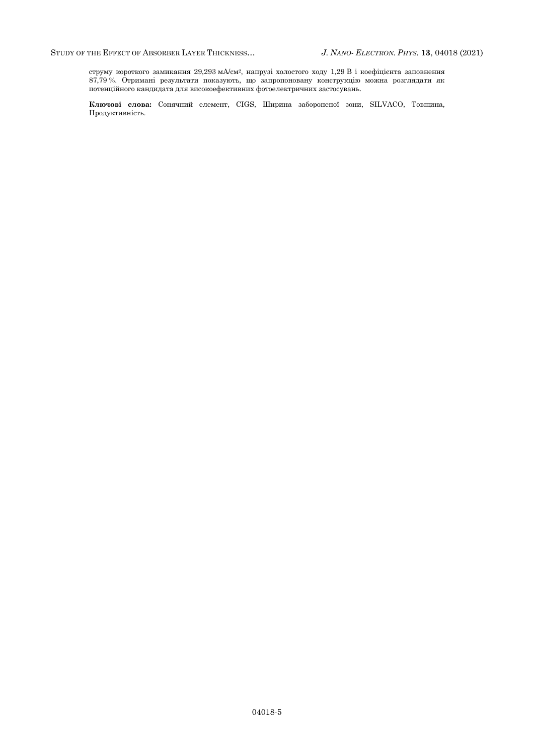струму короткого замикання 29,293 мА/см², напрузі холостого ходу 1,29 В і коефіцієнта заповнення 87,79 %. Отримані результати показують, що запропоновану конструкцію можна розглядати як потенційного кандидата для високоефективних фотоелектричних застосувань.

**Ключові слова:** Сонячний елемент, CIGS, Ширина забороненої зони, SILVACO, Товщина, Продуктивність.